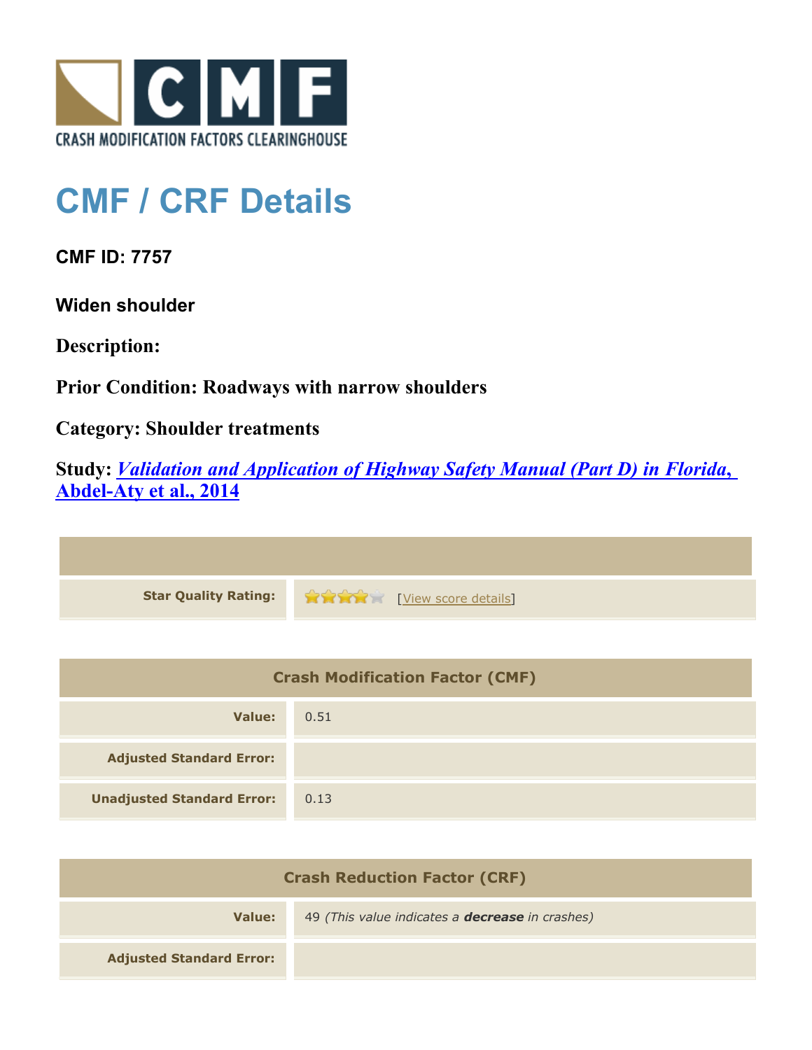CRASH MODIFICATION FACTORS CLEARINGHOUSE

# CMF / CRF Details

## CMF ID: 7757

### Widen shoulder

**Description:**

**Prior Condition: Roadways with narrow shoulders**

**Category: Shoulder treatments**

**Study:** ***[Validation and Application of Highway Safety Manual (Part D) in Florida, Abdel-Aty et al., 2014]***

| | |
|---|---|
| **Star Quality Rating:** | 4 stars [View score details] |

| Crash Modification Factor (CMF) | |
|---|---|
| **Value:** | 0.51 |
| **Adjusted Standard Error:** | |
| **Unadjusted Standard Error:** | 0.13 |

| Crash Reduction Factor (CRF) | |
|---|---|
| **Value:** | 49 *(This value indicates a **decrease** in crashes)* |
| **Adjusted Standard Error:** | |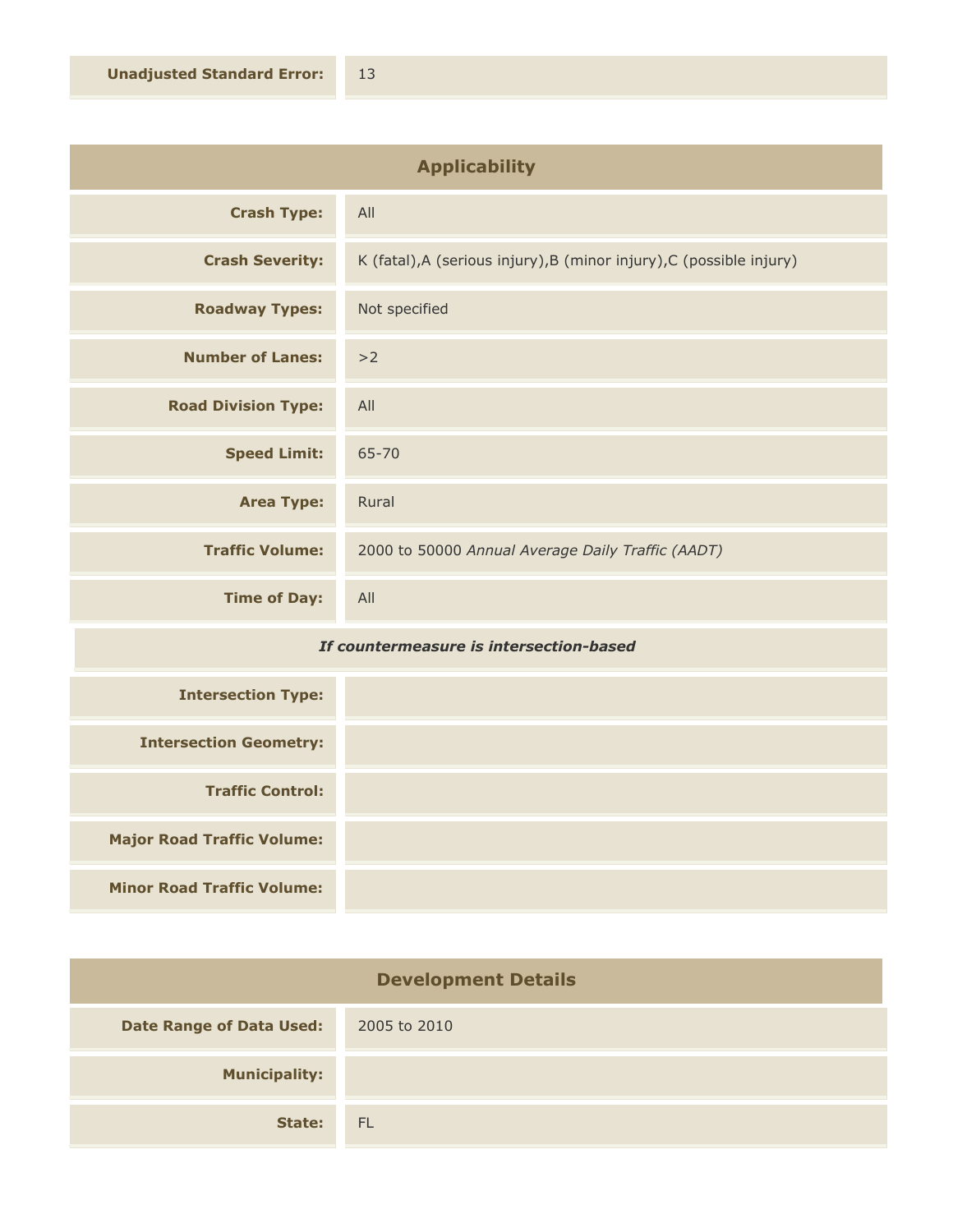| | |
|---|---|
| **Unadjusted Standard Error:** | 13 |

## Applicability

| | |
|---|---|
| **Crash Type:** | All |
| **Crash Severity:** | K (fatal),A (serious injury),B (minor injury),C (possible injury) |
| **Roadway Types:** | Not specified |
| **Number of Lanes:** | >2 |
| **Road Division Type:** | All |
| **Speed Limit:** | 65-70 |
| **Area Type:** | Rural |
| **Traffic Volume:** | 2000 to 50000 *Annual Average Daily Traffic (AADT)* |
| **Time of Day:** | All |

***If countermeasure is intersection-based***

| | |
|---|---|
| **Intersection Type:** | |
| **Intersection Geometry:** | |
| **Traffic Control:** | |
| **Major Road Traffic Volume:** | |
| **Minor Road Traffic Volume:** | |

## Development Details

| | |
|---|---|
| **Date Range of Data Used:** | 2005 to 2010 |
| **Municipality:** | |
| **State:** | FL |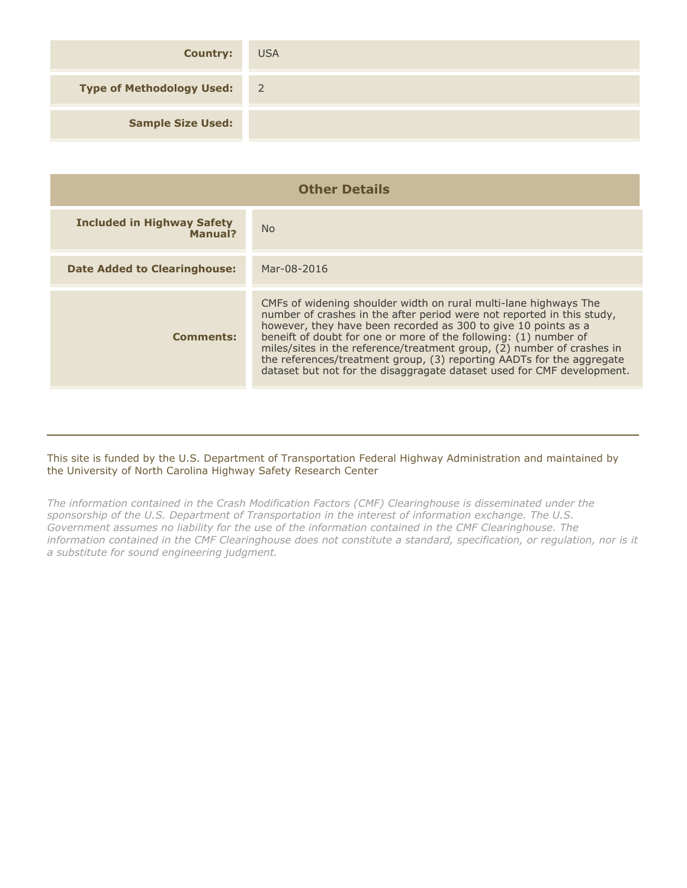| | |
|---|---|
| **Country:** | USA |
| **Type of Methodology Used:** | 2 |
| **Sample Size Used:** | |

## Other Details

| | |
|---|---|
| **Included in Highway Safety Manual?** | No |
| **Date Added to Clearinghouse:** | Mar-08-2016 |
| **Comments:** | CMFs of widening shoulder width on rural multi-lane highways The number of crashes in the after period were not reported in this study, however, they have been recorded as 300 to give 10 points as a beneift of doubt for one or more of the following: (1) number of miles/sites in the reference/treatment group, (2) number of crashes in the references/treatment group, (3) reporting AADTs for the aggregate dataset but not for the disaggragate dataset used for CMF development. |

---

This site is funded by the U.S. Department of Transportation Federal Highway Administration and maintained by the University of North Carolina Highway Safety Research Center

*The information contained in the Crash Modification Factors (CMF) Clearinghouse is disseminated under the sponsorship of the U.S. Department of Transportation in the interest of information exchange. The U.S. Government assumes no liability for the use of the information contained in the CMF Clearinghouse. The information contained in the CMF Clearinghouse does not constitute a standard, specification, or regulation, nor is it a substitute for sound engineering judgment.*